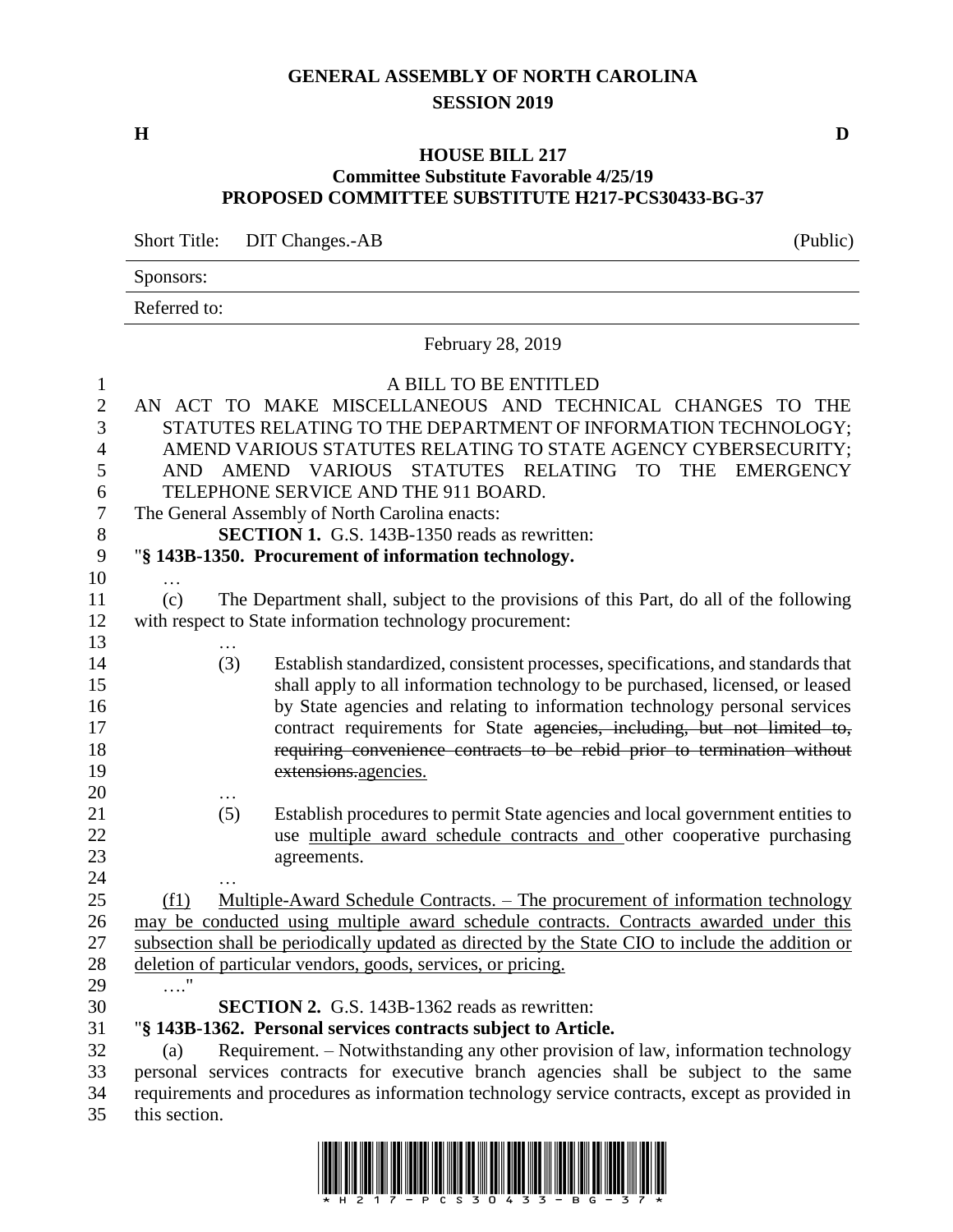# GENERAL ASSEMBLY OF NORTH CAROLINA
## SESSION 2019

**H** **D**

### HOUSE BILL 217
### Committee Substitute Favorable 4/25/19
### PROPOSED COMMITTEE SUBSTITUTE H217-PCS30433-BG-37

Short Title: DIT Changes.-AB (Public)

Sponsors:

Referred to:

February 28, 2019

A BILL TO BE ENTITLED

AN ACT TO MAKE MISCELLANEOUS AND TECHNICAL CHANGES TO THE STATUTES RELATING TO THE DEPARTMENT OF INFORMATION TECHNOLOGY; AMEND VARIOUS STATUTES RELATING TO STATE AGENCY CYBERSECURITY; AND AMEND VARIOUS STATUTES RELATING TO THE EMERGENCY TELEPHONE SERVICE AND THE 911 BOARD.

The General Assembly of North Carolina enacts:

**SECTION 1.** G.S. 143B-1350 reads as rewritten:

"**§ 143B-1350. Procurement of information technology.**

…

(c) The Department shall, subject to the provisions of this Part, do all of the following with respect to State information technology procurement:

…

(3) Establish standardized, consistent processes, specifications, and standards that shall apply to all information technology to be purchased, licensed, or leased by State agencies and relating to information technology personal services contract requirements for State ~~agencies, including, but not limited to, requiring convenience contracts to be rebid prior to termination without extensions.~~agencies.

…

(5) Establish procedures to permit State agencies and local government entities to use multiple award schedule contracts and other cooperative purchasing agreements.

…

(f1) Multiple-Award Schedule Contracts. – The procurement of information technology may be conducted using multiple award schedule contracts. Contracts awarded under this subsection shall be periodically updated as directed by the State CIO to include the addition or deletion of particular vendors, goods, services, or pricing.

…."

**SECTION 2.** G.S. 143B-1362 reads as rewritten:

"**§ 143B-1362. Personal services contracts subject to Article.**

(a) Requirement. – Notwithstanding any other provision of law, information technology personal services contracts for executive branch agencies shall be subject to the same requirements and procedures as information technology service contracts, except as provided in this section.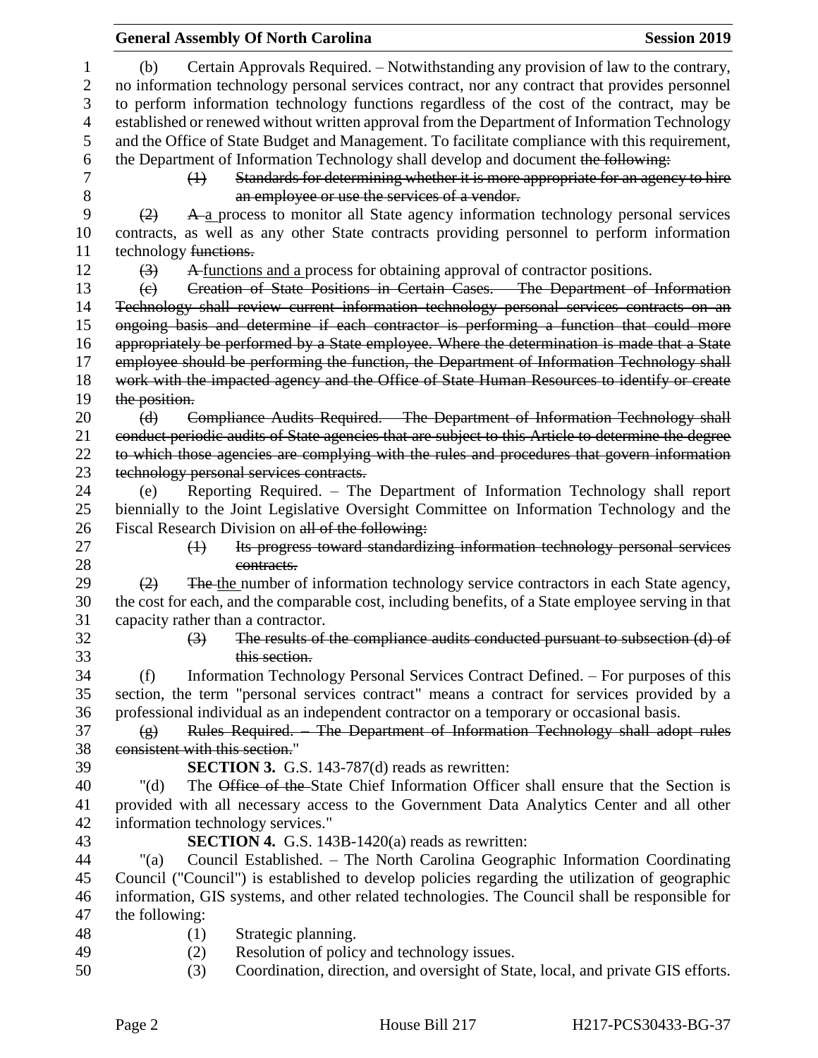(b) Certain Approvals Required. – Notwithstanding any provision of law to the contrary, no information technology personal services contract, nor any contract that provides personnel to perform information technology functions regardless of the cost of the contract, may be established or renewed without written approval from the Department of Information Technology and the Office of State Budget and Management. To facilitate compliance with this requirement, the Department of Information Technology shall develop and document ~~the following:~~

~~(1) Standards for determining whether it is more appropriate for an agency to hire an employee or use the services of a vendor.~~

~~(2)~~ ~~A~~ <u>a</u> process to monitor all State agency information technology personal services contracts, as well as any other State contracts providing personnel to perform information technology ~~functions.~~

~~(3)~~ ~~A~~ <u>functions and a</u> process for obtaining approval of contractor positions.

~~(c) Creation of State Positions in Certain Cases. – The Department of Information Technology shall review current information technology personal services contracts on an ongoing basis and determine if each contractor is performing a function that could more appropriately be performed by a State employee. Where the determination is made that a State employee should be performing the function, the Department of Information Technology shall work with the impacted agency and the Office of State Human Resources to identify or create the position.~~

~~(d) Compliance Audits Required. – The Department of Information Technology shall conduct periodic audits of State agencies that are subject to this Article to determine the degree to which those agencies are complying with the rules and procedures that govern information technology personal services contracts.~~

(e) Reporting Required. – The Department of Information Technology shall report biennially to the Joint Legislative Oversight Committee on Information Technology and the Fiscal Research Division on ~~all of the following:~~

~~(1) Its progress toward standardizing information technology personal services contracts.~~

~~(2)~~ ~~The~~ <u>the</u> number of information technology service contractors in each State agency, the cost for each, and the comparable cost, including benefits, of a State employee serving in that capacity rather than a contractor.

~~(3) The results of the compliance audits conducted pursuant to subsection (d) of this section.~~

(f) Information Technology Personal Services Contract Defined. – For purposes of this section, the term "personal services contract" means a contract for services provided by a professional individual as an independent contractor on a temporary or occasional basis.

~~(g) Rules Required. – The Department of Information Technology shall adopt rules consistent with this section.~~"

**SECTION 3.** G.S. 143-787(d) reads as rewritten:

"(d) The ~~Office of the~~ State Chief Information Officer shall ensure that the Section is provided with all necessary access to the Government Data Analytics Center and all other information technology services."

**SECTION 4.** G.S. 143B-1420(a) reads as rewritten:

"(a) Council Established. – The North Carolina Geographic Information Coordinating Council ("Council") is established to develop policies regarding the utilization of geographic information, GIS systems, and other related technologies. The Council shall be responsible for the following:

(1) Strategic planning.

(2) Resolution of policy and technology issues.

(3) Coordination, direction, and oversight of State, local, and private GIS efforts.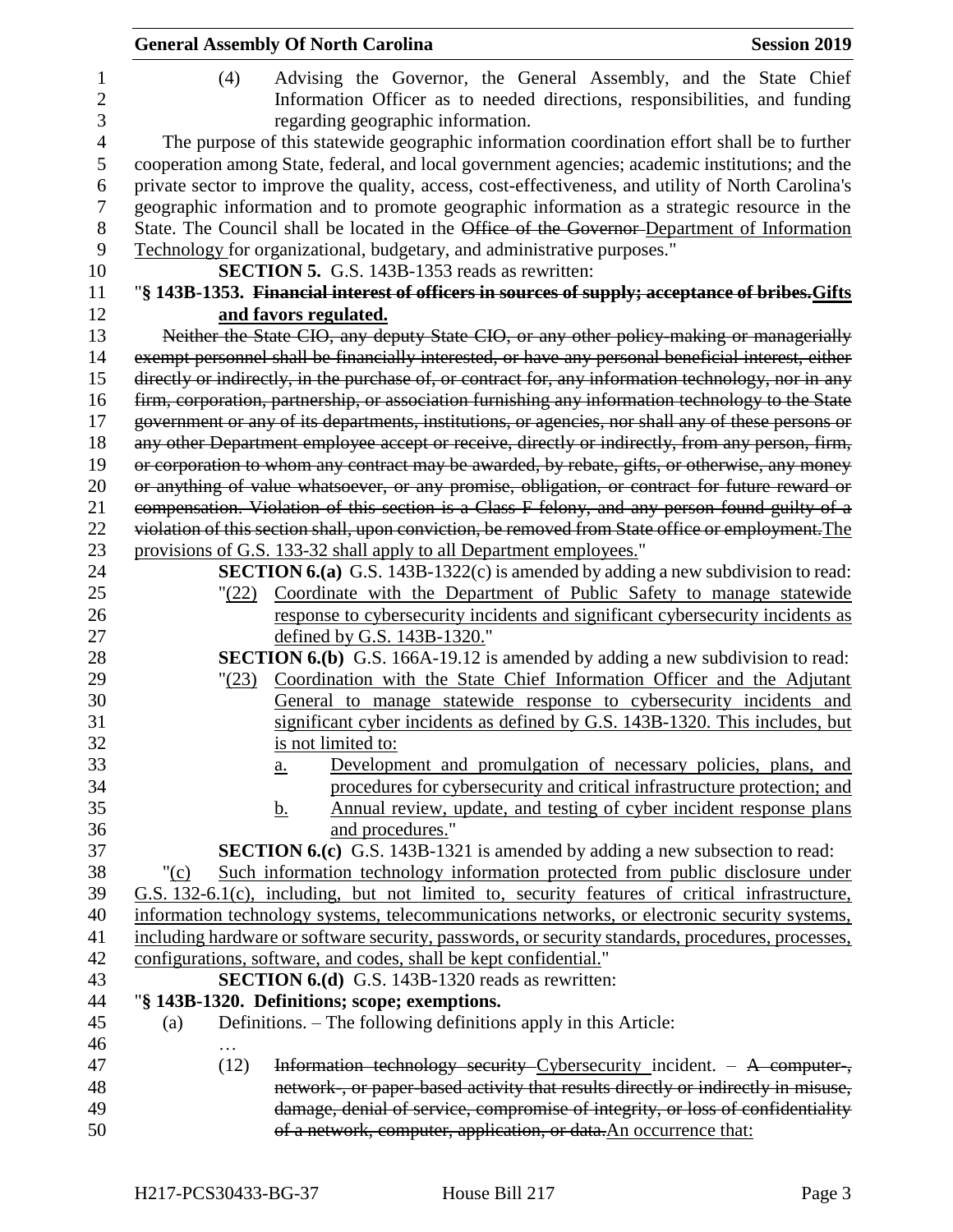(4) Advising the Governor, the General Assembly, and the State Chief Information Officer as to needed directions, responsibilities, and funding regarding geographic information.

The purpose of this statewide geographic information coordination effort shall be to further cooperation among State, federal, and local government agencies; academic institutions; and the private sector to improve the quality, access, cost-effectiveness, and utility of North Carolina's geographic information and to promote geographic information as a strategic resource in the State. The Council shall be located in the ~~Office of the Governor~~ Department of Information Technology for organizational, budgetary, and administrative purposes."

**SECTION 5.** G.S. 143B-1353 reads as rewritten:

"**§ 143B-1353. ~~Financial interest of officers in sources of supply; acceptance of bribes.~~Gifts and favors regulated.**

~~Neither the State CIO, any deputy State CIO, or any other policy-making or managerially exempt personnel shall be financially interested, or have any personal beneficial interest, either directly or indirectly, in the purchase of, or contract for, any information technology, nor in any firm, corporation, partnership, or association furnishing any information technology to the State government or any of its departments, institutions, or agencies, nor shall any of these persons or any other Department employee accept or receive, directly or indirectly, from any person, firm, or corporation to whom any contract may be awarded, by rebate, gifts, or otherwise, any money or anything of value whatsoever, or any promise, obligation, or contract for future reward or compensation. Violation of this section is a Class F felony, and any person found guilty of a violation of this section shall, upon conviction, be removed from State office or employment.~~The provisions of G.S. 133-32 shall apply to all Department employees."

**SECTION 6.(a)** G.S. 143B-1322(c) is amended by adding a new subdivision to read:

"(22) Coordinate with the Department of Public Safety to manage statewide response to cybersecurity incidents and significant cybersecurity incidents as defined by G.S. 143B-1320."

**SECTION 6.(b)** G.S. 166A-19.12 is amended by adding a new subdivision to read:

"(23) Coordination with the State Chief Information Officer and the Adjutant General to manage statewide response to cybersecurity incidents and significant cyber incidents as defined by G.S. 143B-1320. This includes, but is not limited to:

a. Development and promulgation of necessary policies, plans, and procedures for cybersecurity and critical infrastructure protection; and

b. Annual review, update, and testing of cyber incident response plans and procedures."

**SECTION 6.(c)** G.S. 143B-1321 is amended by adding a new subsection to read:

"(c) Such information technology information protected from public disclosure under G.S. 132-6.1(c), including, but not limited to, security features of critical infrastructure, information technology systems, telecommunications networks, or electronic security systems, including hardware or software security, passwords, or security standards, procedures, processes, configurations, software, and codes, shall be kept confidential."

**SECTION 6.(d)** G.S. 143B-1320 reads as rewritten:

"**§ 143B-1320. Definitions; scope; exemptions.**

(a) Definitions. – The following definitions apply in this Article:

…

(12) ~~Information technology security~~ Cybersecurity incident. – ~~A computer-, network-, or paper-based activity that results directly or indirectly in misuse, damage, denial of service, compromise of integrity, or loss of confidentiality of a network, computer, application, or data.~~An occurrence that: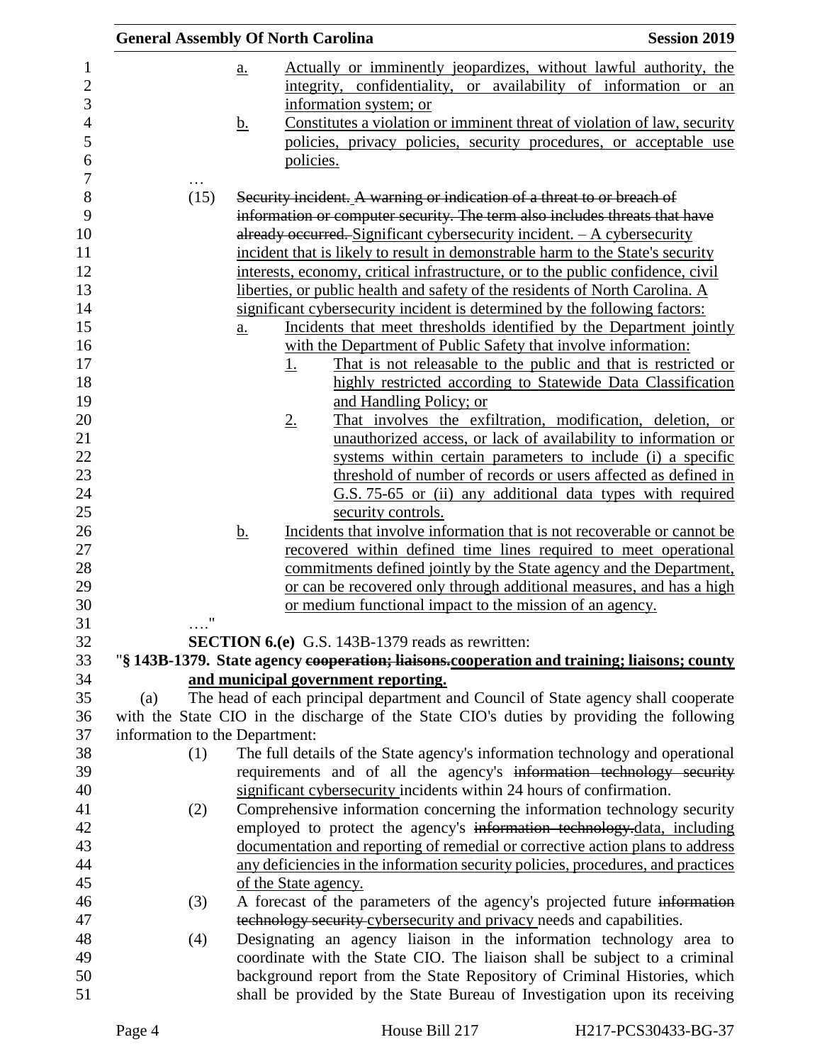a. Actually or imminently jeopardizes, without lawful authority, the integrity, confidentiality, or availability of information or an information system; or

b. Constitutes a violation or imminent threat of violation of law, security policies, privacy policies, security procedures, or acceptable use policies.

…

(15) ~~Security incident. A warning or indication of a threat to or breach of information or computer security. The term also includes threats that have already occurred.~~ Significant cybersecurity incident. – A cybersecurity incident that is likely to result in demonstrable harm to the State's security interests, economy, critical infrastructure, or to the public confidence, civil liberties, or public health and safety of the residents of North Carolina. A significant cybersecurity incident is determined by the following factors:

a. Incidents that meet thresholds identified by the Department jointly with the Department of Public Safety that involve information:

1. That is not releasable to the public and that is restricted or highly restricted according to Statewide Data Classification and Handling Policy; or

2. That involves the exfiltration, modification, deletion, or unauthorized access, or lack of availability to information or systems within certain parameters to include (i) a specific threshold of number of records or users affected as defined in G.S. 75-65 or (ii) any additional data types with required security controls.

b. Incidents that involve information that is not recoverable or cannot be recovered within defined time lines required to meet operational commitments defined jointly by the State agency and the Department, or can be recovered only through additional measures, and has a high or medium functional impact to the mission of an agency.

…."

**SECTION 6.(e)** G.S. 143B-1379 reads as rewritten:

"**§ 143B-1379. State agency ~~cooperation; liaisons.~~cooperation and training; liaisons; county and municipal government reporting.**

(a) The head of each principal department and Council of State agency shall cooperate with the State CIO in the discharge of the State CIO's duties by providing the following information to the Department:

(1) The full details of the State agency's information technology and operational requirements and of all the agency's ~~information technology security~~ significant cybersecurity incidents within 24 hours of confirmation.

(2) Comprehensive information concerning the information technology security employed to protect the agency's ~~information technology.~~data, including documentation and reporting of remedial or corrective action plans to address any deficiencies in the information security policies, procedures, and practices of the State agency.

(3) A forecast of the parameters of the agency's projected future ~~information technology security~~ cybersecurity and privacy needs and capabilities.

(4) Designating an agency liaison in the information technology area to coordinate with the State CIO. The liaison shall be subject to a criminal background report from the State Repository of Criminal Histories, which shall be provided by the State Bureau of Investigation upon its receiving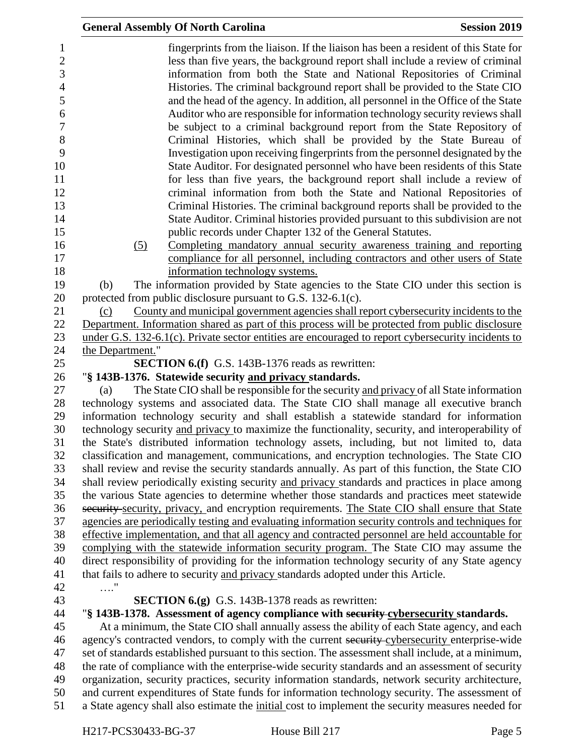fingerprints from the liaison. If the liaison has been a resident of this State for less than five years, the background report shall include a review of criminal information from both the State and National Repositories of Criminal Histories. The criminal background report shall be provided to the State CIO and the head of the agency. In addition, all personnel in the Office of the State Auditor who are responsible for information technology security reviews shall be subject to a criminal background report from the State Repository of Criminal Histories, which shall be provided by the State Bureau of Investigation upon receiving fingerprints from the personnel designated by the State Auditor. For designated personnel who have been residents of this State for less than five years, the background report shall include a review of criminal information from both the State and National Repositories of Criminal Histories. The criminal background reports shall be provided to the State Auditor. Criminal histories provided pursuant to this subdivision are not public records under Chapter 132 of the General Statutes.

(5) Completing mandatory annual security awareness training and reporting compliance for all personnel, including contractors and other users of State information technology systems.

(b) The information provided by State agencies to the State CIO under this section is protected from public disclosure pursuant to G.S. 132-6.1(c).

(c) County and municipal government agencies shall report cybersecurity incidents to the Department. Information shared as part of this process will be protected from public disclosure under G.S. 132-6.1(c). Private sector entities are encouraged to report cybersecurity incidents to the Department."

**SECTION 6.(f)** G.S. 143B-1376 reads as rewritten:

"**§ 143B-1376. Statewide security and privacy standards.**

(a) The State CIO shall be responsible for the security and privacy of all State information technology systems and associated data. The State CIO shall manage all executive branch information technology security and shall establish a statewide standard for information technology security and privacy to maximize the functionality, security, and interoperability of the State's distributed information technology assets, including, but not limited to, data classification and management, communications, and encryption technologies. The State CIO shall review and revise the security standards annually. As part of this function, the State CIO shall review periodically existing security and privacy standards and practices in place among the various State agencies to determine whether those standards and practices meet statewide ~~security~~ security, privacy, and encryption requirements. The State CIO shall ensure that State agencies are periodically testing and evaluating information security controls and techniques for effective implementation, and that all agency and contracted personnel are held accountable for complying with the statewide information security program. The State CIO may assume the direct responsibility of providing for the information technology security of any State agency that fails to adhere to security and privacy standards adopted under this Article.

…."

**SECTION 6.(g)** G.S. 143B-1378 reads as rewritten:

"**§ 143B-1378. Assessment of agency compliance with ~~security~~ cybersecurity standards.**

At a minimum, the State CIO shall annually assess the ability of each State agency, and each agency's contracted vendors, to comply with the current ~~security~~ cybersecurity enterprise-wide set of standards established pursuant to this section. The assessment shall include, at a minimum, the rate of compliance with the enterprise-wide security standards and an assessment of security organization, security practices, security information standards, network security architecture, and current expenditures of State funds for information technology security. The assessment of a State agency shall also estimate the initial cost to implement the security measures needed for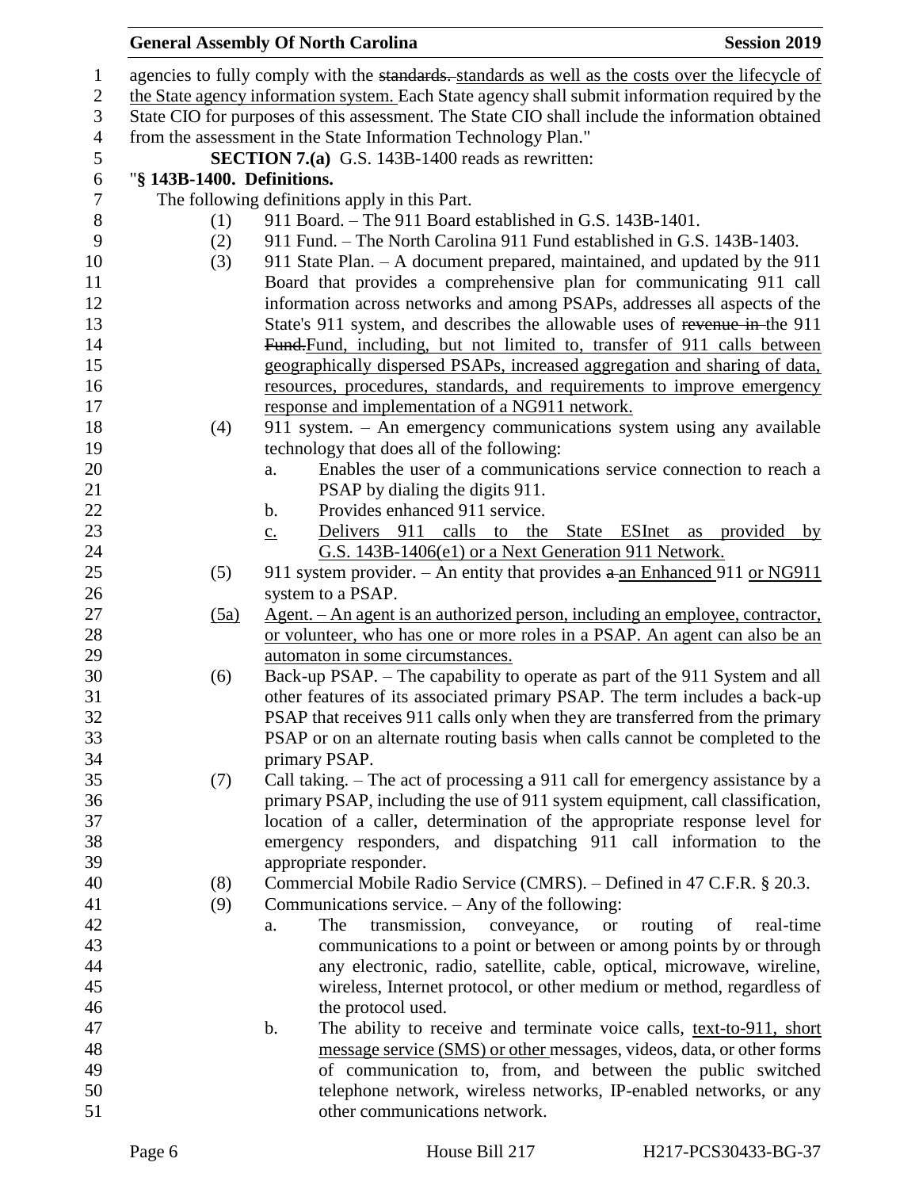agencies to fully comply with the ~~standards.~~ standards as well as the costs over the lifecycle of the State agency information system. Each State agency shall submit information required by the State CIO for purposes of this assessment. The State CIO shall include the information obtained from the assessment in the State Information Technology Plan."

**SECTION 7.(a)** G.S. 143B-1400 reads as rewritten:

"**§ 143B-1400. Definitions.**

The following definitions apply in this Part.

(1) 911 Board. – The 911 Board established in G.S. 143B-1401.

(2) 911 Fund. – The North Carolina 911 Fund established in G.S. 143B-1403.

(3) 911 State Plan. – A document prepared, maintained, and updated by the 911 Board that provides a comprehensive plan for communicating 911 call information across networks and among PSAPs, addresses all aspects of the State's 911 system, and describes the allowable uses of ~~revenue in~~ the 911 ~~Fund.~~ Fund, including, but not limited to, transfer of 911 calls between geographically dispersed PSAPs, increased aggregation and sharing of data, resources, procedures, standards, and requirements to improve emergency response and implementation of a NG911 network.

(4) 911 system. – An emergency communications system using any available technology that does all of the following:

a. Enables the user of a communications service connection to reach a PSAP by dialing the digits 911.

b. Provides enhanced 911 service.

c. Delivers 911 calls to the State ESInet as provided by G.S. 143B-1406(e1) or a Next Generation 911 Network.

(5) 911 system provider. – An entity that provides ~~a~~ an Enhanced 911 or NG911 system to a PSAP.

(5a) Agent. – An agent is an authorized person, including an employee, contractor, or volunteer, who has one or more roles in a PSAP. An agent can also be an automaton in some circumstances.

(6) Back-up PSAP. – The capability to operate as part of the 911 System and all other features of its associated primary PSAP. The term includes a back-up PSAP that receives 911 calls only when they are transferred from the primary PSAP or on an alternate routing basis when calls cannot be completed to the primary PSAP.

(7) Call taking. – The act of processing a 911 call for emergency assistance by a primary PSAP, including the use of 911 system equipment, call classification, location of a caller, determination of the appropriate response level for emergency responders, and dispatching 911 call information to the appropriate responder.

(8) Commercial Mobile Radio Service (CMRS). – Defined in 47 C.F.R. § 20.3.

(9) Communications service. – Any of the following:

a. The transmission, conveyance, or routing of real-time communications to a point or between or among points by or through any electronic, radio, satellite, cable, optical, microwave, wireline, wireless, Internet protocol, or other medium or method, regardless of the protocol used.

b. The ability to receive and terminate voice calls, text-to-911, short message service (SMS) or other messages, videos, data, or other forms of communication to, from, and between the public switched telephone network, wireless networks, IP-enabled networks, or any other communications network.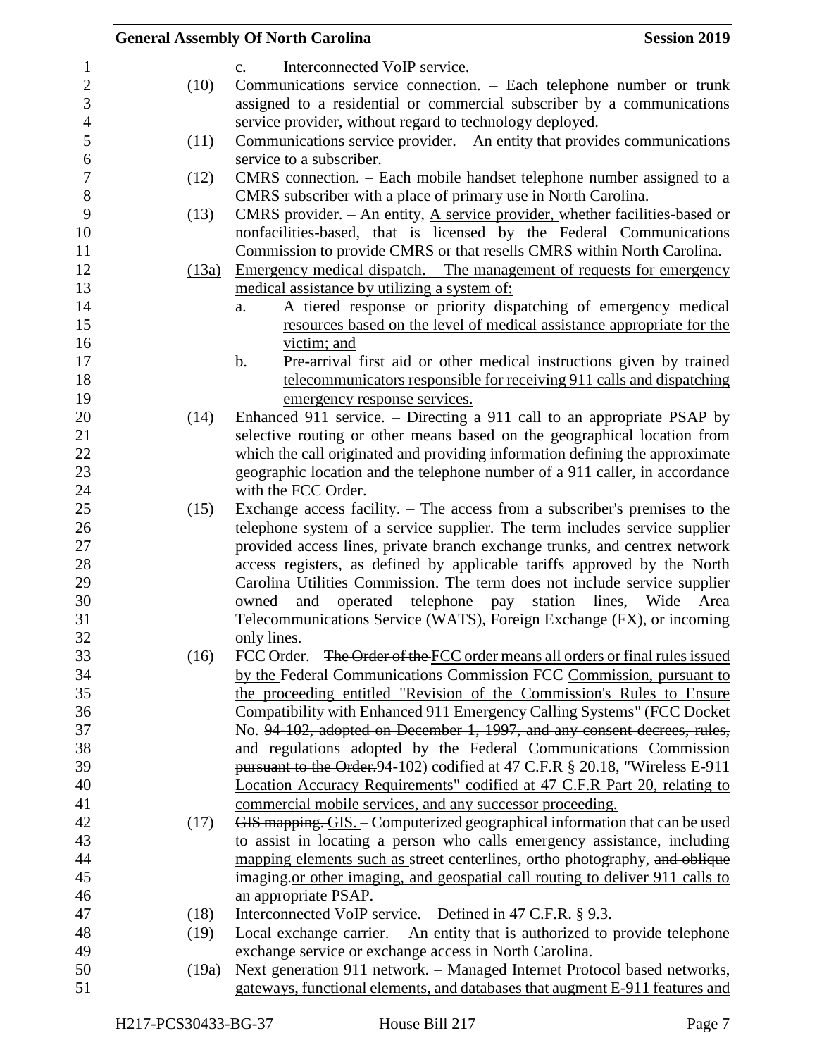c. Interconnected VoIP service.

(10) Communications service connection. – Each telephone number or trunk assigned to a residential or commercial subscriber by a communications service provider, without regard to technology deployed.

(11) Communications service provider. – An entity that provides communications service to a subscriber.

(12) CMRS connection. – Each mobile handset telephone number assigned to a CMRS subscriber with a place of primary use in North Carolina.

(13) CMRS provider. – ~~An entity,~~ A service provider, whether facilities-based or nonfacilities-based, that is licensed by the Federal Communications Commission to provide CMRS or that resells CMRS within North Carolina.

(13a) Emergency medical dispatch. – The management of requests for emergency medical assistance by utilizing a system of:

a. A tiered response or priority dispatching of emergency medical resources based on the level of medical assistance appropriate for the victim; and

b. Pre-arrival first aid or other medical instructions given by trained telecommunicators responsible for receiving 911 calls and dispatching emergency response services.

(14) Enhanced 911 service. – Directing a 911 call to an appropriate PSAP by selective routing or other means based on the geographical location from which the call originated and providing information defining the approximate geographic location and the telephone number of a 911 caller, in accordance with the FCC Order.

(15) Exchange access facility. – The access from a subscriber's premises to the telephone system of a service supplier. The term includes service supplier provided access lines, private branch exchange trunks, and centrex network access registers, as defined by applicable tariffs approved by the North Carolina Utilities Commission. The term does not include service supplier owned and operated telephone pay station lines, Wide Area Telecommunications Service (WATS), Foreign Exchange (FX), or incoming only lines.

(16) FCC Order. – ~~The Order of the~~ FCC order means all orders or final rules issued by the Federal Communications ~~Commission FCC~~ Commission, pursuant to the proceeding entitled "Revision of the Commission's Rules to Ensure Compatibility with Enhanced 911 Emergency Calling Systems" (FCC Docket No. ~~94-102, adopted on December 1, 1997, and any consent decrees, rules, and regulations adopted by the Federal Communications Commission pursuant to the Order.~~94-102) codified at 47 C.F.R § 20.18, "Wireless E-911 Location Accuracy Requirements" codified at 47 C.F.R Part 20, relating to commercial mobile services, and any successor proceeding.

(17) ~~GIS mapping.~~ GIS. – Computerized geographical information that can be used to assist in locating a person who calls emergency assistance, including mapping elements such as street centerlines, ortho photography, ~~and oblique imaging.~~or other imaging, and geospatial call routing to deliver 911 calls to an appropriate PSAP.

(18) Interconnected VoIP service. – Defined in 47 C.F.R. § 9.3.

(19) Local exchange carrier. – An entity that is authorized to provide telephone exchange service or exchange access in North Carolina.

(19a) Next generation 911 network. – Managed Internet Protocol based networks, gateways, functional elements, and databases that augment E-911 features and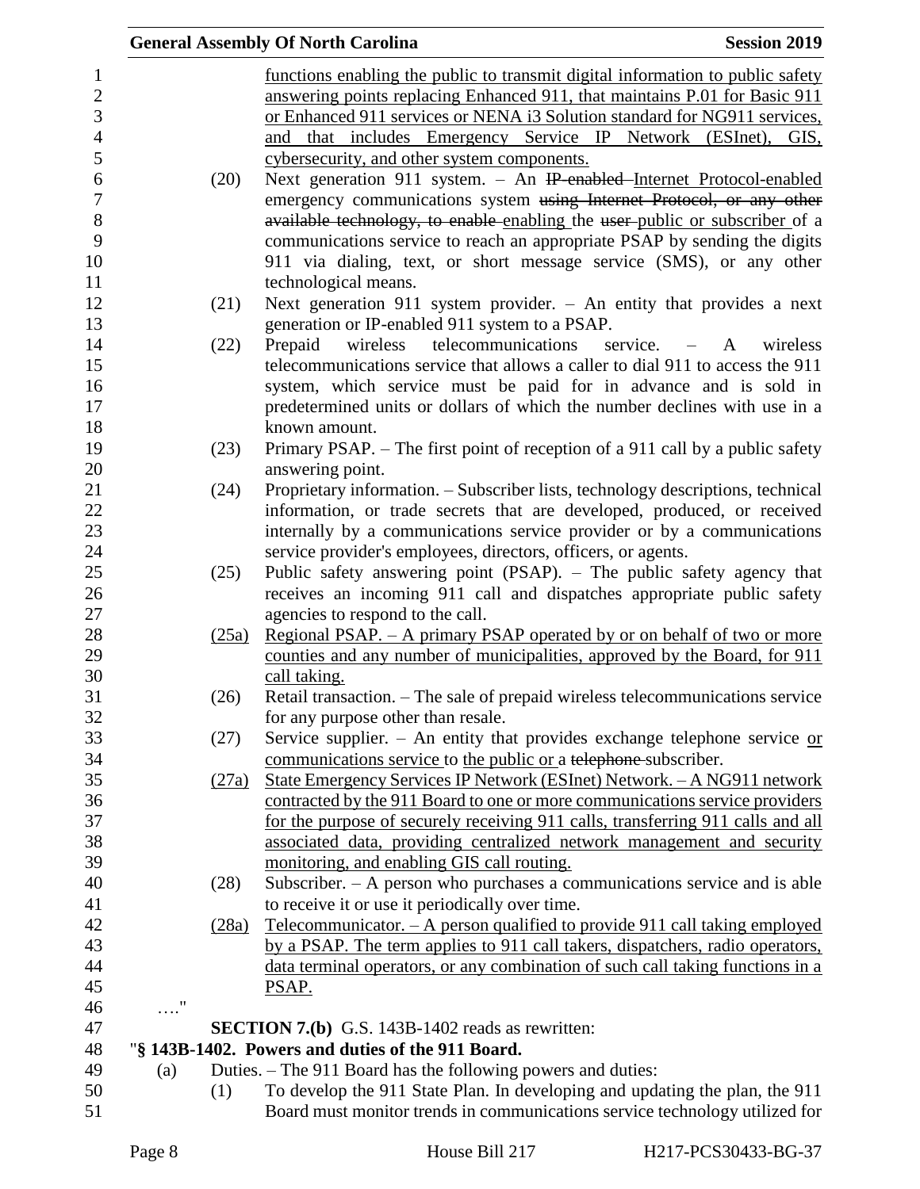functions enabling the public to transmit digital information to public safety answering points replacing Enhanced 911, that maintains P.01 for Basic 911 or Enhanced 911 services or NENA i3 Solution standard for NG911 services, and that includes Emergency Service IP Network (ESInet), GIS, cybersecurity, and other system components.

(20) Next generation 911 system. – An IP-enabled Internet Protocol-enabled emergency communications system using Internet Protocol, or any other available technology, to enable enabling the user public or subscriber of a communications service to reach an appropriate PSAP by sending the digits 911 via dialing, text, or short message service (SMS), or any other technological means.

(21) Next generation 911 system provider. – An entity that provides a next generation or IP-enabled 911 system to a PSAP.

(22) Prepaid wireless telecommunications service. – A wireless telecommunications service that allows a caller to dial 911 to access the 911 system, which service must be paid for in advance and is sold in predetermined units or dollars of which the number declines with use in a known amount.

(23) Primary PSAP. – The first point of reception of a 911 call by a public safety answering point.

(24) Proprietary information. – Subscriber lists, technology descriptions, technical information, or trade secrets that are developed, produced, or received internally by a communications service provider or by a communications service provider's employees, directors, officers, or agents.

(25) Public safety answering point (PSAP). – The public safety agency that receives an incoming 911 call and dispatches appropriate public safety agencies to respond to the call.

(25a) Regional PSAP. – A primary PSAP operated by or on behalf of two or more counties and any number of municipalities, approved by the Board, for 911 call taking.

(26) Retail transaction. – The sale of prepaid wireless telecommunications service for any purpose other than resale.

(27) Service supplier. – An entity that provides exchange telephone service or communications service to the public or a telephone subscriber.

(27a) State Emergency Services IP Network (ESInet) Network. – A NG911 network contracted by the 911 Board to one or more communications service providers for the purpose of securely receiving 911 calls, transferring 911 calls and all associated data, providing centralized network management and security monitoring, and enabling GIS call routing.

(28) Subscriber. – A person who purchases a communications service and is able to receive it or use it periodically over time.

(28a) Telecommunicator. – A person qualified to provide 911 call taking employed by a PSAP. The term applies to 911 call takers, dispatchers, radio operators, data terminal operators, or any combination of such call taking functions in a PSAP.

…."

**SECTION 7.(b)** G.S. 143B-1402 reads as rewritten:

"**§ 143B-1402. Powers and duties of the 911 Board.**

(a) Duties. – The 911 Board has the following powers and duties:

(1) To develop the 911 State Plan. In developing and updating the plan, the 911 Board must monitor trends in communications service technology utilized for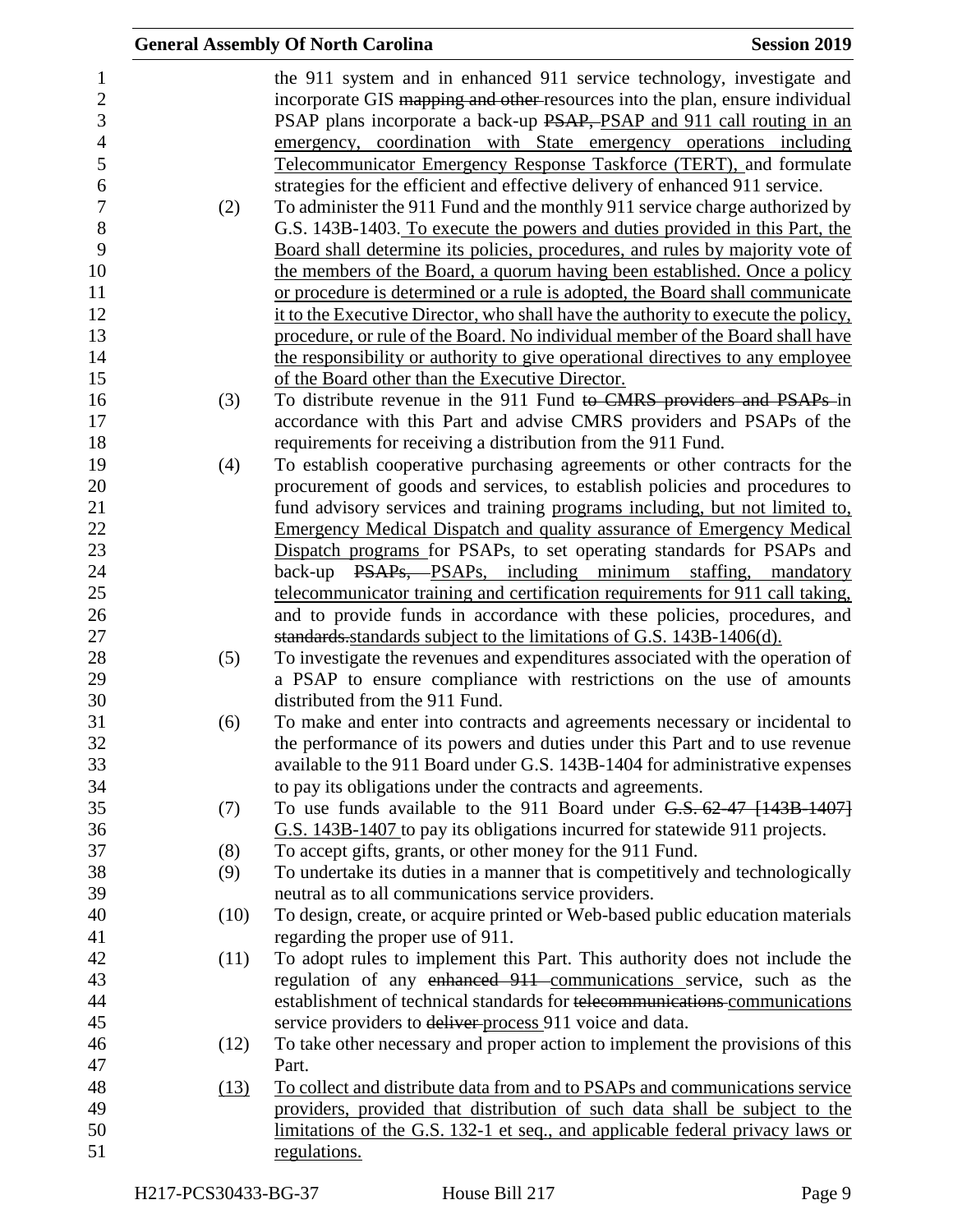the 911 system and in enhanced 911 service technology, investigate and incorporate GIS ~~mapping and other~~ resources into the plan, ensure individual PSAP plans incorporate a back-up ~~PSAP,~~ <u>PSAP and 911 call routing in an emergency, coordination with State emergency operations including Telecommunicator Emergency Response Taskforce (TERT),</u> and formulate strategies for the efficient and effective delivery of enhanced 911 service.

(2) To administer the 911 Fund and the monthly 911 service charge authorized by G.S. 143B-1403. <u>To execute the powers and duties provided in this Part, the Board shall determine its policies, procedures, and rules by majority vote of the members of the Board, a quorum having been established. Once a policy or procedure is determined or a rule is adopted, the Board shall communicate it to the Executive Director, who shall have the authority to execute the policy, procedure, or rule of the Board. No individual member of the Board shall have the responsibility or authority to give operational directives to any employee of the Board other than the Executive Director.</u>

(3) To distribute revenue in the 911 Fund ~~to CMRS providers and PSAPs~~ in accordance with this Part and advise CMRS providers and PSAPs of the requirements for receiving a distribution from the 911 Fund.

(4) To establish cooperative purchasing agreements or other contracts for the procurement of goods and services, to establish policies and procedures to fund advisory services and training <u>programs including, but not limited to, Emergency Medical Dispatch and quality assurance of Emergency Medical Dispatch programs</u> for PSAPs, to set operating standards for PSAPs and back-up ~~PSAPs,~~ <u>PSAPs, including minimum staffing, mandatory telecommunicator training and certification requirements for 911 call taking,</u> and to provide funds in accordance with these policies, procedures, and ~~standards.~~<u>standards subject to the limitations of G.S. 143B-1406(d).</u>

(5) To investigate the revenues and expenditures associated with the operation of a PSAP to ensure compliance with restrictions on the use of amounts distributed from the 911 Fund.

(6) To make and enter into contracts and agreements necessary or incidental to the performance of its powers and duties under this Part and to use revenue available to the 911 Board under G.S. 143B-1404 for administrative expenses to pay its obligations under the contracts and agreements.

(7) To use funds available to the 911 Board under ~~G.S. 62-47 [143B-1407]~~ <u>G.S. 143B-1407</u> to pay its obligations incurred for statewide 911 projects.

(8) To accept gifts, grants, or other money for the 911 Fund.

(9) To undertake its duties in a manner that is competitively and technologically neutral as to all communications service providers.

(10) To design, create, or acquire printed or Web-based public education materials regarding the proper use of 911.

(11) To adopt rules to implement this Part. This authority does not include the regulation of any ~~enhanced 911~~ <u>communications</u> service, such as the establishment of technical standards for ~~telecommunications~~ <u>communications</u> service providers to ~~deliver~~ <u>process</u> 911 voice and data.

(12) To take other necessary and proper action to implement the provisions of this Part.

<u>(13) To collect and distribute data from and to PSAPs and communications service providers, provided that distribution of such data shall be subject to the limitations of the G.S. 132-1 et seq., and applicable federal privacy laws or regulations.</u>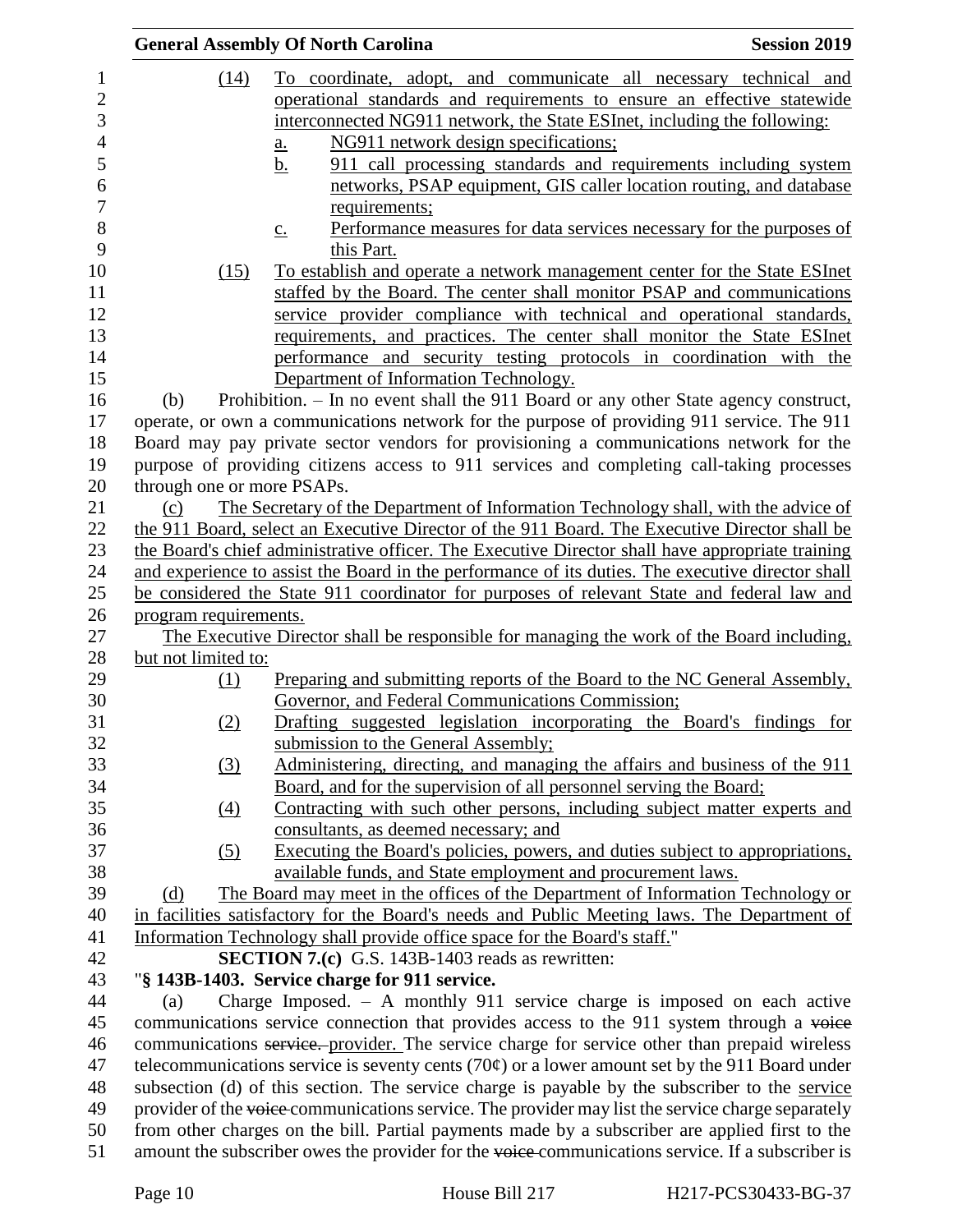(14) To coordinate, adopt, and communicate all necessary technical and operational standards and requirements to ensure an effective statewide interconnected NG911 network, the State ESInet, including the following:

a. NG911 network design specifications;

b. 911 call processing standards and requirements including system networks, PSAP equipment, GIS caller location routing, and database requirements;

c. Performance measures for data services necessary for the purposes of this Part.

(15) To establish and operate a network management center for the State ESInet staffed by the Board. The center shall monitor PSAP and communications service provider compliance with technical and operational standards, requirements, and practices. The center shall monitor the State ESInet performance and security testing protocols in coordination with the Department of Information Technology.

(b) Prohibition. – In no event shall the 911 Board or any other State agency construct, operate, or own a communications network for the purpose of providing 911 service. The 911 Board may pay private sector vendors for provisioning a communications network for the purpose of providing citizens access to 911 services and completing call-taking processes through one or more PSAPs.

(c) The Secretary of the Department of Information Technology shall, with the advice of the 911 Board, select an Executive Director of the 911 Board. The Executive Director shall be the Board's chief administrative officer. The Executive Director shall have appropriate training and experience to assist the Board in the performance of its duties. The executive director shall be considered the State 911 coordinator for purposes of relevant State and federal law and program requirements.

The Executive Director shall be responsible for managing the work of the Board including, but not limited to:

(1) Preparing and submitting reports of the Board to the NC General Assembly, Governor, and Federal Communications Commission;

(2) Drafting suggested legislation incorporating the Board's findings for submission to the General Assembly;

(3) Administering, directing, and managing the affairs and business of the 911 Board, and for the supervision of all personnel serving the Board;

(4) Contracting with such other persons, including subject matter experts and consultants, as deemed necessary; and

(5) Executing the Board's policies, powers, and duties subject to appropriations, available funds, and State employment and procurement laws.

(d) The Board may meet in the offices of the Department of Information Technology or in facilities satisfactory for the Board's needs and Public Meeting laws. The Department of Information Technology shall provide office space for the Board's staff."

**SECTION 7.(c)** G.S. 143B-1403 reads as rewritten:

"**§ 143B-1403. Service charge for 911 service.**

(a) Charge Imposed. – A monthly 911 service charge is imposed on each active communications service connection that provides access to the 911 system through a ~~voice~~ communications ~~service.~~ provider. The service charge for service other than prepaid wireless telecommunications service is seventy cents (70¢) or a lower amount set by the 911 Board under subsection (d) of this section. The service charge is payable by the subscriber to the service provider of the ~~voice~~ communications service. The provider may list the service charge separately from other charges on the bill. Partial payments made by a subscriber are applied first to the amount the subscriber owes the provider for the ~~voice~~ communications service. If a subscriber is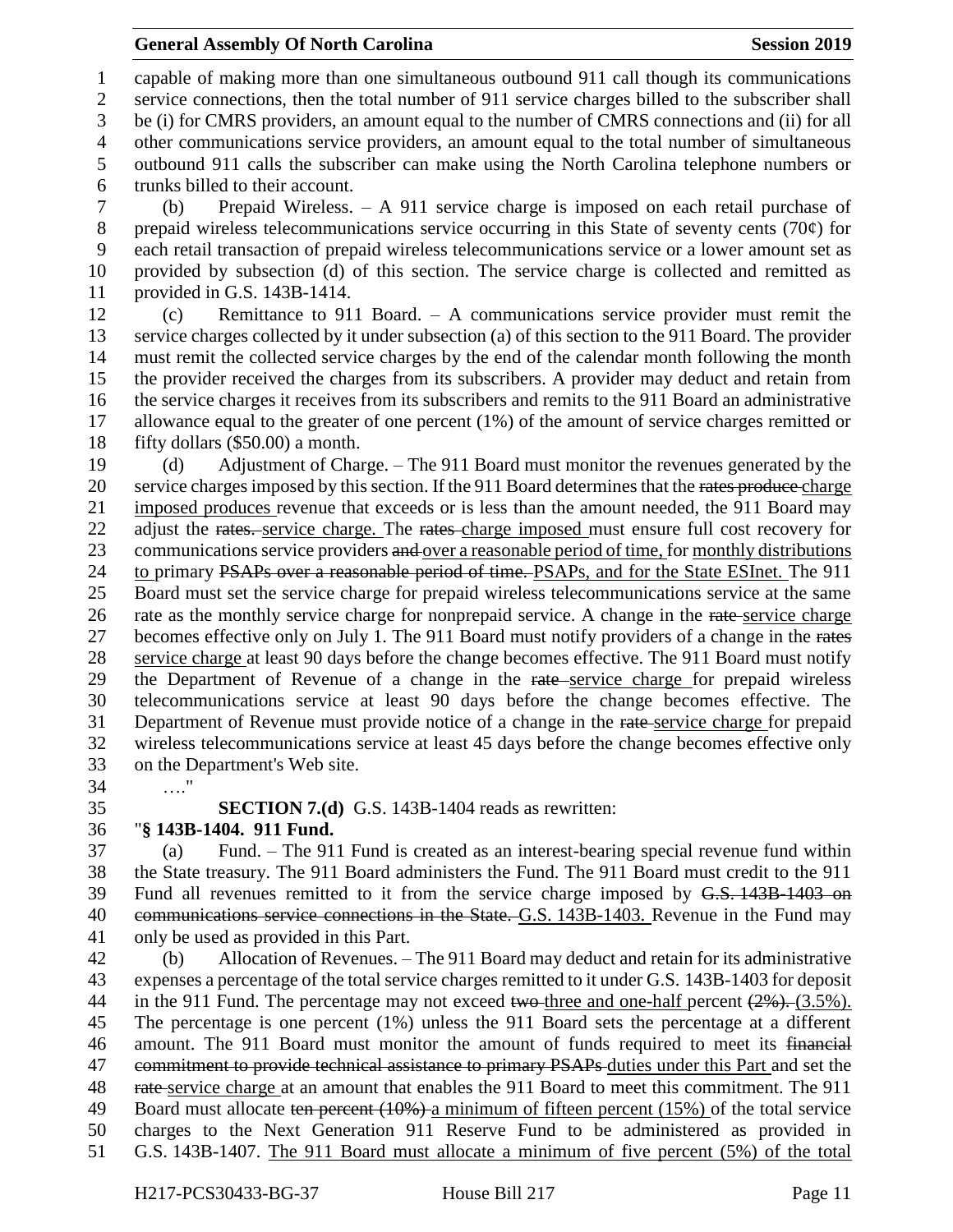capable of making more than one simultaneous outbound 911 call though its communications service connections, then the total number of 911 service charges billed to the subscriber shall be (i) for CMRS providers, an amount equal to the number of CMRS connections and (ii) for all other communications service providers, an amount equal to the total number of simultaneous outbound 911 calls the subscriber can make using the North Carolina telephone numbers or trunks billed to their account.

(b) Prepaid Wireless. – A 911 service charge is imposed on each retail purchase of prepaid wireless telecommunications service occurring in this State of seventy cents (70¢) for each retail transaction of prepaid wireless telecommunications service or a lower amount set as provided by subsection (d) of this section. The service charge is collected and remitted as provided in G.S. 143B-1414.

(c) Remittance to 911 Board. – A communications service provider must remit the service charges collected by it under subsection (a) of this section to the 911 Board. The provider must remit the collected service charges by the end of the calendar month following the month the provider received the charges from its subscribers. A provider may deduct and retain from the service charges it receives from its subscribers and remits to the 911 Board an administrative allowance equal to the greater of one percent (1%) of the amount of service charges remitted or fifty dollars ($50.00) a month.

(d) Adjustment of Charge. – The 911 Board must monitor the revenues generated by the service charges imposed by this section. If the 911 Board determines that the ~~rates produce~~ <u>charge imposed produces</u> revenue that exceeds or is less than the amount needed, the 911 Board may adjust the ~~rates.~~ <u>service charge.</u> The ~~rates~~ <u>charge imposed</u> must ensure full cost recovery for communications service providers ~~and~~ <u>over a reasonable period of time, for monthly distributions to</u> primary ~~PSAPs over a reasonable period of time.~~ <u>PSAPs, and for the State ESInet.</u> The 911 Board must set the service charge for prepaid wireless telecommunications service at the same rate as the monthly service charge for nonprepaid service. A change in the ~~rate~~ <u>service charge</u> becomes effective only on July 1. The 911 Board must notify providers of a change in the ~~rates~~ <u>service charge</u> at least 90 days before the change becomes effective. The 911 Board must notify the Department of Revenue of a change in the ~~rate~~ <u>service charge</u> for prepaid wireless telecommunications service at least 90 days before the change becomes effective. The Department of Revenue must provide notice of a change in the ~~rate~~ <u>service charge</u> for prepaid wireless telecommunications service at least 45 days before the change becomes effective only on the Department's Web site.

…."

**SECTION 7.(d)** G.S. 143B-1404 reads as rewritten:

"**§ 143B-1404. 911 Fund.**

(a) Fund. – The 911 Fund is created as an interest-bearing special revenue fund within the State treasury. The 911 Board administers the Fund. The 911 Board must credit to the 911 Fund all revenues remitted to it from the service charge imposed by ~~G.S. 143B-1403 on communications service connections in the State.~~ <u>G.S. 143B-1403.</u> Revenue in the Fund may only be used as provided in this Part.

(b) Allocation of Revenues. – The 911 Board may deduct and retain for its administrative expenses a percentage of the total service charges remitted to it under G.S. 143B-1403 for deposit in the 911 Fund. The percentage may not exceed ~~two~~ <u>three and one-half</u> percent ~~(2%).~~ <u>(3.5%).</u> The percentage is one percent (1%) unless the 911 Board sets the percentage at a different amount. The 911 Board must monitor the amount of funds required to meet its ~~financial commitment to provide technical assistance to primary PSAPs~~ <u>duties under this Part</u> and set the ~~rate~~ <u>service charge</u> at an amount that enables the 911 Board to meet this commitment. The 911 Board must allocate ~~ten percent (10%)~~ <u>a minimum of fifteen percent (15%)</u> of the total service charges to the Next Generation 911 Reserve Fund to be administered as provided in G.S. 143B-1407. <u>The 911 Board must allocate a minimum of five percent (5%) of the total</u>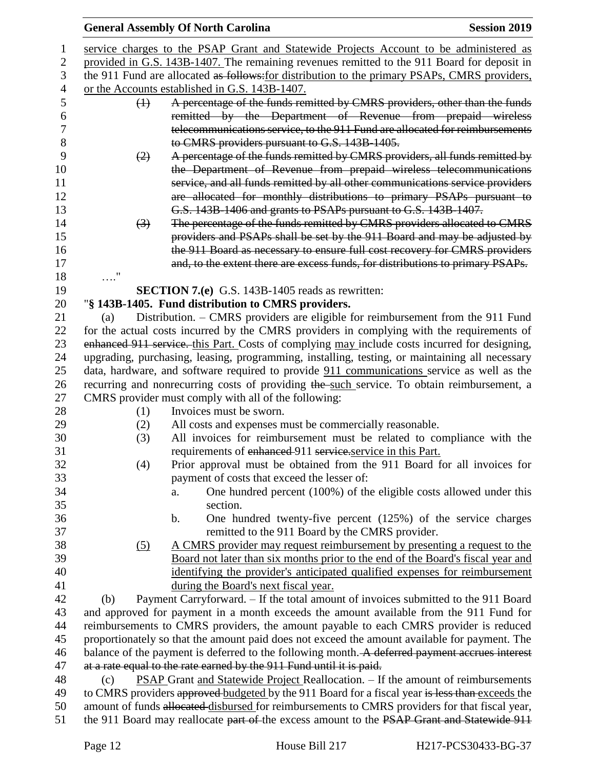service charges to the PSAP Grant and Statewide Projects Account to be administered as provided in G.S. 143B-1407. The remaining revenues remitted to the 911 Board for deposit in the 911 Fund are allocated as follows:for distribution to the primary PSAPs, CMRS providers, or the Accounts established in G.S. 143B-1407.

(1) A percentage of the funds remitted by CMRS providers, other than the funds remitted by the Department of Revenue from prepaid wireless telecommunications service, to the 911 Fund are allocated for reimbursements to CMRS providers pursuant to G.S. 143B-1405.

(2) A percentage of the funds remitted by CMRS providers, all funds remitted by the Department of Revenue from prepaid wireless telecommunications service, and all funds remitted by all other communications service providers are allocated for monthly distributions to primary PSAPs pursuant to G.S. 143B-1406 and grants to PSAPs pursuant to G.S. 143B-1407.

(3) The percentage of the funds remitted by CMRS providers allocated to CMRS providers and PSAPs shall be set by the 911 Board and may be adjusted by the 911 Board as necessary to ensure full cost recovery for CMRS providers and, to the extent there are excess funds, for distributions to primary PSAPs.

…."

**SECTION 7.(e)** G.S. 143B-1405 reads as rewritten:

"**§ 143B-1405. Fund distribution to CMRS providers.**

(a) Distribution. – CMRS providers are eligible for reimbursement from the 911 Fund for the actual costs incurred by the CMRS providers in complying with the requirements of enhanced 911 service. this Part. Costs of complying may include costs incurred for designing, upgrading, purchasing, leasing, programming, installing, testing, or maintaining all necessary data, hardware, and software required to provide 911 communications service as well as the recurring and nonrecurring costs of providing the such service. To obtain reimbursement, a CMRS provider must comply with all of the following:

(1) Invoices must be sworn.

(2) All costs and expenses must be commercially reasonable.

(3) All invoices for reimbursement must be related to compliance with the requirements of enhanced 911 service.service in this Part.

(4) Prior approval must be obtained from the 911 Board for all invoices for payment of costs that exceed the lesser of:

a. One hundred percent (100%) of the eligible costs allowed under this section.

b. One hundred twenty-five percent (125%) of the service charges remitted to the 911 Board by the CMRS provider.

(5) A CMRS provider may request reimbursement by presenting a request to the Board not later than six months prior to the end of the Board's fiscal year and identifying the provider's anticipated qualified expenses for reimbursement during the Board's next fiscal year.

(b) Payment Carryforward. – If the total amount of invoices submitted to the 911 Board and approved for payment in a month exceeds the amount available from the 911 Fund for reimbursements to CMRS providers, the amount payable to each CMRS provider is reduced proportionately so that the amount paid does not exceed the amount available for payment. The balance of the payment is deferred to the following month. A deferred payment accrues interest at a rate equal to the rate earned by the 911 Fund until it is paid.

(c) PSAP Grant and Statewide Project Reallocation. – If the amount of reimbursements to CMRS providers approved budgeted by the 911 Board for a fiscal year is less than exceeds the amount of funds allocated disbursed for reimbursements to CMRS providers for that fiscal year, the 911 Board may reallocate part of the excess amount to the PSAP Grant and Statewide 911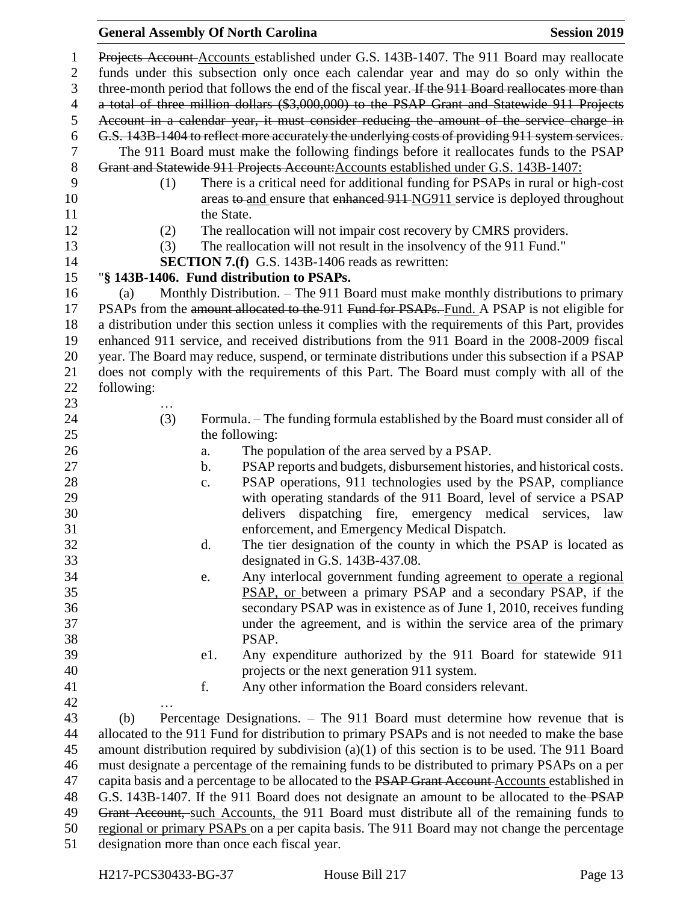Projects Account Accounts established under G.S. 143B-1407. The 911 Board may reallocate funds under this subsection only once each calendar year and may do so only within the three-month period that follows the end of the fiscal year. If the 911 Board reallocates more than a total of three million dollars ($3,000,000) to the PSAP Grant and Statewide 911 Projects Account in a calendar year, it must consider reducing the amount of the service charge in G.S. 143B-1404 to reflect more accurately the underlying costs of providing 911 system services.

The 911 Board must make the following findings before it reallocates funds to the PSAP Grant and Statewide 911 Projects Account:Accounts established under G.S. 143B-1407:

(1) There is a critical need for additional funding for PSAPs in rural or high-cost areas to and ensure that enhanced 911 NG911 service is deployed throughout the State.

(2) The reallocation will not impair cost recovery by CMRS providers.

(3) The reallocation will not result in the insolvency of the 911 Fund."

**SECTION 7.(f)** G.S. 143B-1406 reads as rewritten:

"**§ 143B-1406. Fund distribution to PSAPs.**

(a) Monthly Distribution. – The 911 Board must make monthly distributions to primary PSAPs from the amount allocated to the 911 Fund for PSAPs. Fund. A PSAP is not eligible for a distribution under this section unless it complies with the requirements of this Part, provides enhanced 911 service, and received distributions from the 911 Board in the 2008-2009 fiscal year. The Board may reduce, suspend, or terminate distributions under this subsection if a PSAP does not comply with the requirements of this Part. The Board must comply with all of the following:

…

(3) Formula. – The funding formula established by the Board must consider all of the following:

a. The population of the area served by a PSAP.

b. PSAP reports and budgets, disbursement histories, and historical costs.

c. PSAP operations, 911 technologies used by the PSAP, compliance with operating standards of the 911 Board, level of service a PSAP delivers dispatching fire, emergency medical services, law enforcement, and Emergency Medical Dispatch.

d. The tier designation of the county in which the PSAP is located as designated in G.S. 143B-437.08.

e. Any interlocal government funding agreement to operate a regional PSAP, or between a primary PSAP and a secondary PSAP, if the secondary PSAP was in existence as of June 1, 2010, receives funding under the agreement, and is within the service area of the primary PSAP.

e1. Any expenditure authorized by the 911 Board for statewide 911 projects or the next generation 911 system.

f. Any other information the Board considers relevant.

…

(b) Percentage Designations. – The 911 Board must determine how revenue that is allocated to the 911 Fund for distribution to primary PSAPs and is not needed to make the base amount distribution required by subdivision (a)(1) of this section is to be used. The 911 Board must designate a percentage of the remaining funds to be distributed to primary PSAPs on a per capita basis and a percentage to be allocated to the PSAP Grant Account Accounts established in G.S. 143B-1407. If the 911 Board does not designate an amount to be allocated to the PSAP Grant Account, such Accounts, the 911 Board must distribute all of the remaining funds to regional or primary PSAPs on a per capita basis. The 911 Board may not change the percentage designation more than once each fiscal year.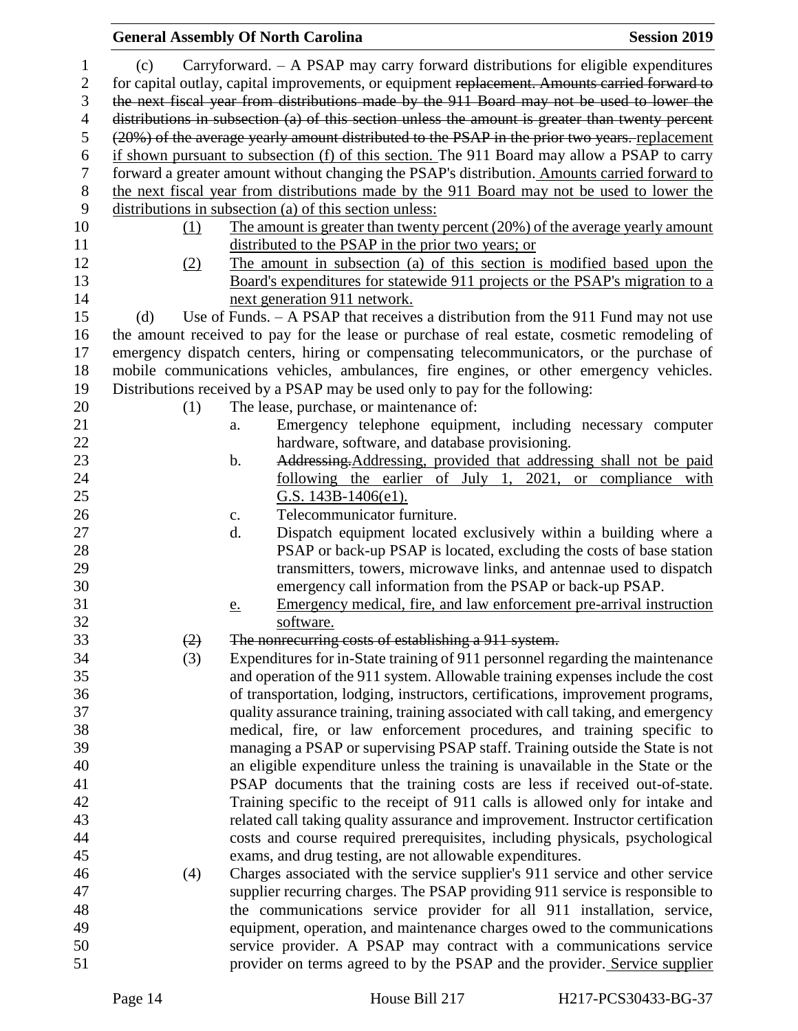(c) Carryforward. – A PSAP may carry forward distributions for eligible expenditures for capital outlay, capital improvements, or equipment ~~replacement. Amounts carried forward to the next fiscal year from distributions made by the 911 Board may not be used to lower the distributions in subsection (a) of this section unless the amount is greater than twenty percent (20%) of the average yearly amount distributed to the PSAP in the prior two years.~~ <u>replacement if shown pursuant to subsection (f) of this section.</u> The 911 Board may allow a PSAP to carry forward a greater amount without changing the PSAP's distribution. <u>Amounts carried forward to the next fiscal year from distributions made by the 911 Board may not be used to lower the distributions in subsection (a) of this section unless:</u>

<u>(1) The amount is greater than twenty percent (20%) of the average yearly amount distributed to the PSAP in the prior two years; or</u>

<u>(2) The amount in subsection (a) of this section is modified based upon the Board's expenditures for statewide 911 projects or the PSAP's migration to a next generation 911 network.</u>

(d) Use of Funds. – A PSAP that receives a distribution from the 911 Fund may not use the amount received to pay for the lease or purchase of real estate, cosmetic remodeling of emergency dispatch centers, hiring or compensating telecommunicators, or the purchase of mobile communications vehicles, ambulances, fire engines, or other emergency vehicles. Distributions received by a PSAP may be used only to pay for the following:

(1) The lease, purchase, or maintenance of:

a. Emergency telephone equipment, including necessary computer hardware, software, and database provisioning.

b. ~~Addressing.~~<u>Addressing, provided that addressing shall not be paid following the earlier of July 1, 2021, or compliance with G.S. 143B-1406(e1).</u>

c. Telecommunicator furniture.

d. Dispatch equipment located exclusively within a building where a PSAP or back-up PSAP is located, excluding the costs of base station transmitters, towers, microwave links, and antennae used to dispatch emergency call information from the PSAP or back-up PSAP.

<u>e. Emergency medical, fire, and law enforcement pre-arrival instruction software.</u>

~~(2) The nonrecurring costs of establishing a 911 system.~~

(3) Expenditures for in-State training of 911 personnel regarding the maintenance and operation of the 911 system. Allowable training expenses include the cost of transportation, lodging, instructors, certifications, improvement programs, quality assurance training, training associated with call taking, and emergency medical, fire, or law enforcement procedures, and training specific to managing a PSAP or supervising PSAP staff. Training outside the State is not an eligible expenditure unless the training is unavailable in the State or the PSAP documents that the training costs are less if received out-of-state. Training specific to the receipt of 911 calls is allowed only for intake and related call taking quality assurance and improvement. Instructor certification costs and course required prerequisites, including physicals, psychological exams, and drug testing, are not allowable expenditures.

(4) Charges associated with the service supplier's 911 service and other service supplier recurring charges. The PSAP providing 911 service is responsible to the communications service provider for all 911 installation, service, equipment, operation, and maintenance charges owed to the communications service provider. A PSAP may contract with a communications service provider on terms agreed to by the PSAP and the provider. <u>Service supplier</u>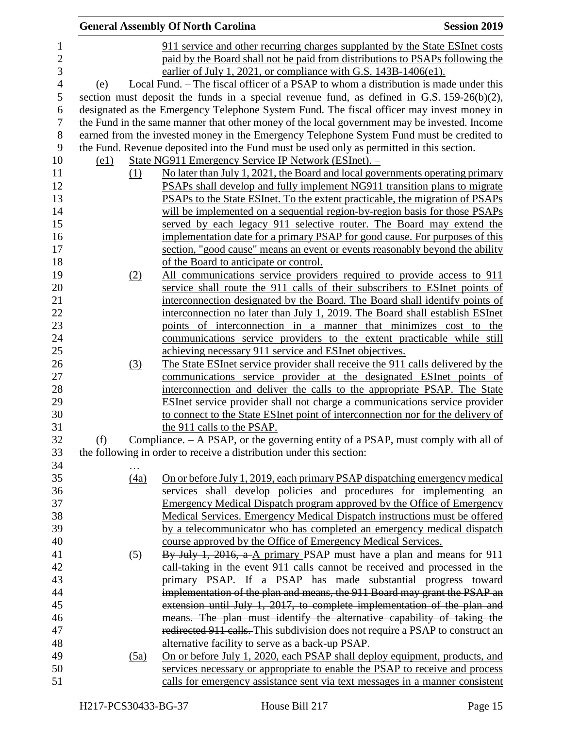911 service and other recurring charges supplanted by the State ESInet costs paid by the Board shall not be paid from distributions to PSAPs following the earlier of July 1, 2021, or compliance with G.S. 143B-1406(e1).

(e) Local Fund. – The fiscal officer of a PSAP to whom a distribution is made under this section must deposit the funds in a special revenue fund, as defined in G.S. 159-26(b)(2), designated as the Emergency Telephone System Fund. The fiscal officer may invest money in the Fund in the same manner that other money of the local government may be invested. Income earned from the invested money in the Emergency Telephone System Fund must be credited to the Fund. Revenue deposited into the Fund must be used only as permitted in this section.

(e1) State NG911 Emergency Service IP Network (ESInet). –

(1) No later than July 1, 2021, the Board and local governments operating primary PSAPs shall develop and fully implement NG911 transition plans to migrate PSAPs to the State ESInet. To the extent practicable, the migration of PSAPs will be implemented on a sequential region-by-region basis for those PSAPs served by each legacy 911 selective router. The Board may extend the implementation date for a primary PSAP for good cause. For purposes of this section, "good cause" means an event or events reasonably beyond the ability of the Board to anticipate or control.

(2) All communications service providers required to provide access to 911 service shall route the 911 calls of their subscribers to ESInet points of interconnection designated by the Board. The Board shall identify points of interconnection no later than July 1, 2019. The Board shall establish ESInet points of interconnection in a manner that minimizes cost to the communications service providers to the extent practicable while still achieving necessary 911 service and ESInet objectives.

(3) The State ESInet service provider shall receive the 911 calls delivered by the communications service provider at the designated ESInet points of interconnection and deliver the calls to the appropriate PSAP. The State ESInet service provider shall not charge a communications service provider to connect to the State ESInet point of interconnection nor for the delivery of the 911 calls to the PSAP.

(f) Compliance. – A PSAP, or the governing entity of a PSAP, must comply with all of the following in order to receive a distribution under this section:

…

(4a) On or before July 1, 2019, each primary PSAP dispatching emergency medical services shall develop policies and procedures for implementing an Emergency Medical Dispatch program approved by the Office of Emergency Medical Services. Emergency Medical Dispatch instructions must be offered by a telecommunicator who has completed an emergency medical dispatch course approved by the Office of Emergency Medical Services.

(5) ~~By July 1, 2016, a~~ A primary PSAP must have a plan and means for 911 call-taking in the event 911 calls cannot be received and processed in the primary PSAP. ~~If a PSAP has made substantial progress toward implementation of the plan and means, the 911 Board may grant the PSAP an extension until July 1, 2017, to complete implementation of the plan and means. The plan must identify the alternative capability of taking the redirected 911 calls.~~ This subdivision does not require a PSAP to construct an alternative facility to serve as a back-up PSAP.

(5a) On or before July 1, 2020, each PSAP shall deploy equipment, products, and services necessary or appropriate to enable the PSAP to receive and process calls for emergency assistance sent via text messages in a manner consistent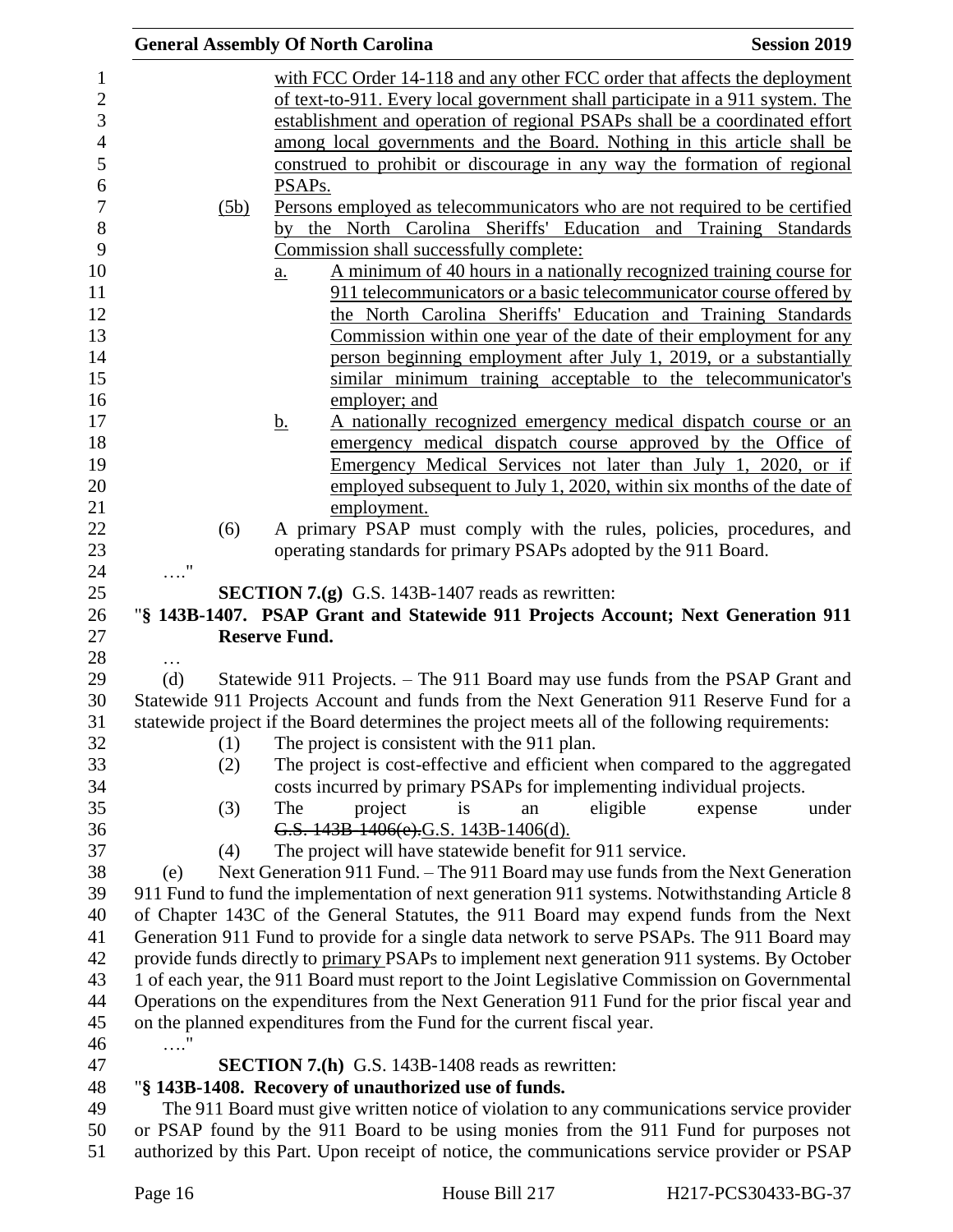with FCC Order 14-118 and any other FCC order that affects the deployment of text-to-911. Every local government shall participate in a 911 system. The establishment and operation of regional PSAPs shall be a coordinated effort among local governments and the Board. Nothing in this article shall be construed to prohibit or discourage in any way the formation of regional PSAPs.

(5b) Persons employed as telecommunicators who are not required to be certified by the North Carolina Sheriffs' Education and Training Standards Commission shall successfully complete:

a. A minimum of 40 hours in a nationally recognized training course for 911 telecommunicators or a basic telecommunicator course offered by the North Carolina Sheriffs' Education and Training Standards Commission within one year of the date of their employment for any person beginning employment after July 1, 2019, or a substantially similar minimum training acceptable to the telecommunicator's employer; and

b. A nationally recognized emergency medical dispatch course or an emergency medical dispatch course approved by the Office of Emergency Medical Services not later than July 1, 2020, or if employed subsequent to July 1, 2020, within six months of the date of employment.

(6) A primary PSAP must comply with the rules, policies, procedures, and operating standards for primary PSAPs adopted by the 911 Board.

…."

**SECTION 7.(g)** G.S. 143B-1407 reads as rewritten:

"**§ 143B-1407. PSAP Grant and Statewide 911 Projects Account; Next Generation 911 Reserve Fund.**

…

(d) Statewide 911 Projects. – The 911 Board may use funds from the PSAP Grant and Statewide 911 Projects Account and funds from the Next Generation 911 Reserve Fund for a statewide project if the Board determines the project meets all of the following requirements:

(1) The project is consistent with the 911 plan.

(2) The project is cost-effective and efficient when compared to the aggregated costs incurred by primary PSAPs for implementing individual projects.

(3) The project is an eligible expense under ~~G.S. 143B-1406(e).~~G.S. 143B-1406(d).

(4) The project will have statewide benefit for 911 service.

(e) Next Generation 911 Fund. – The 911 Board may use funds from the Next Generation 911 Fund to fund the implementation of next generation 911 systems. Notwithstanding Article 8 of Chapter 143C of the General Statutes, the 911 Board may expend funds from the Next Generation 911 Fund to provide for a single data network to serve PSAPs. The 911 Board may provide funds directly to primary PSAPs to implement next generation 911 systems. By October 1 of each year, the 911 Board must report to the Joint Legislative Commission on Governmental Operations on the expenditures from the Next Generation 911 Fund for the prior fiscal year and on the planned expenditures from the Fund for the current fiscal year.

…."

**SECTION 7.(h)** G.S. 143B-1408 reads as rewritten:

"**§ 143B-1408. Recovery of unauthorized use of funds.**

The 911 Board must give written notice of violation to any communications service provider or PSAP found by the 911 Board to be using monies from the 911 Fund for purposes not authorized by this Part. Upon receipt of notice, the communications service provider or PSAP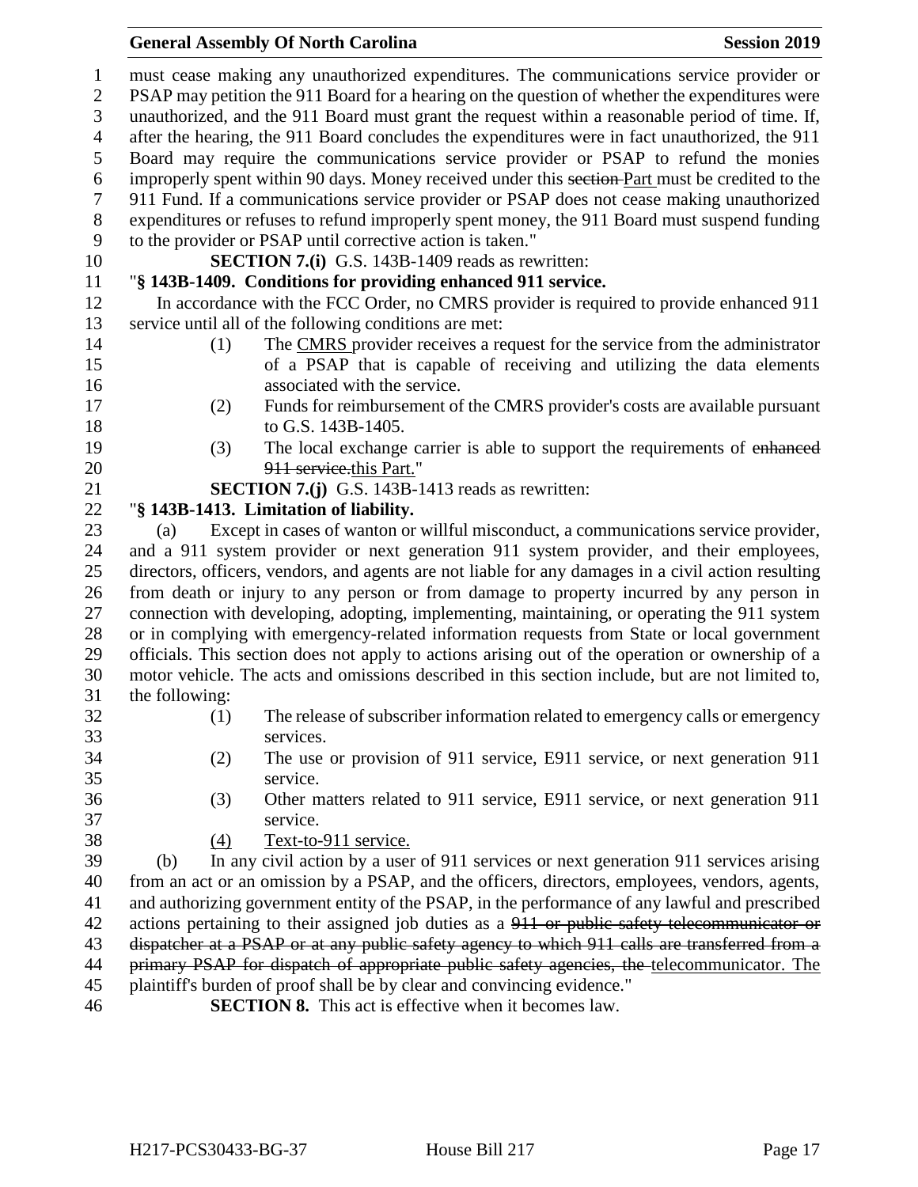must cease making any unauthorized expenditures. The communications service provider or PSAP may petition the 911 Board for a hearing on the question of whether the expenditures were unauthorized, and the 911 Board must grant the request within a reasonable period of time. If, after the hearing, the 911 Board concludes the expenditures were in fact unauthorized, the 911 Board may require the communications service provider or PSAP to refund the monies improperly spent within 90 days. Money received under this ~~section~~ Part must be credited to the 911 Fund. If a communications service provider or PSAP does not cease making unauthorized expenditures or refuses to refund improperly spent money, the 911 Board must suspend funding to the provider or PSAP until corrective action is taken."

**SECTION 7.(i)** G.S. 143B-1409 reads as rewritten:

"**§ 143B-1409. Conditions for providing enhanced 911 service.**

In accordance with the FCC Order, no CMRS provider is required to provide enhanced 911 service until all of the following conditions are met:

(1) The CMRS provider receives a request for the service from the administrator of a PSAP that is capable of receiving and utilizing the data elements associated with the service.

(2) Funds for reimbursement of the CMRS provider's costs are available pursuant to G.S. 143B-1405.

(3) The local exchange carrier is able to support the requirements of ~~enhanced 911 service.~~this Part."

**SECTION 7.(j)** G.S. 143B-1413 reads as rewritten:

"**§ 143B-1413. Limitation of liability.**

(a) Except in cases of wanton or willful misconduct, a communications service provider, and a 911 system provider or next generation 911 system provider, and their employees, directors, officers, vendors, and agents are not liable for any damages in a civil action resulting from death or injury to any person or from damage to property incurred by any person in connection with developing, adopting, implementing, maintaining, or operating the 911 system or in complying with emergency-related information requests from State or local government officials. This section does not apply to actions arising out of the operation or ownership of a motor vehicle. The acts and omissions described in this section include, but are not limited to, the following:

(1) The release of subscriber information related to emergency calls or emergency services.

(2) The use or provision of 911 service, E911 service, or next generation 911 service.

(3) Other matters related to 911 service, E911 service, or next generation 911 service.

(4) Text-to-911 service.

(b) In any civil action by a user of 911 services or next generation 911 services arising from an act or an omission by a PSAP, and the officers, directors, employees, vendors, agents, and authorizing government entity of the PSAP, in the performance of any lawful and prescribed actions pertaining to their assigned job duties as a ~~911 or public safety telecommunicator or dispatcher at a PSAP or at any public safety agency to which 911 calls are transferred from a primary PSAP for dispatch of appropriate public safety agencies, the~~ telecommunicator. The plaintiff's burden of proof shall be by clear and convincing evidence."

**SECTION 8.** This act is effective when it becomes law.